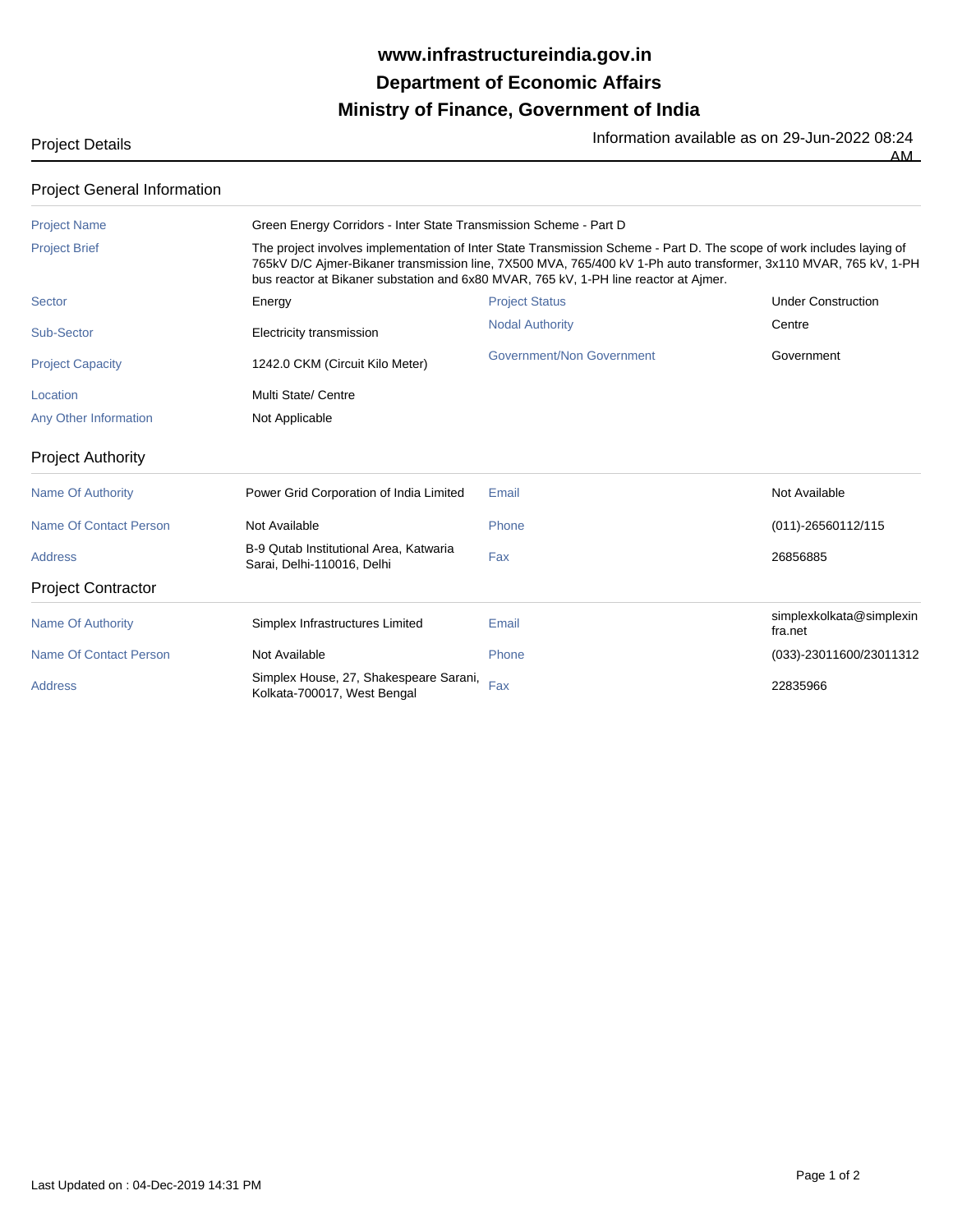# www.infrastructureindia.gov.in
# Department of Economic Affairs
# Ministry of Finance, Government of India

Project Details

Information available as on 29-Jun-2022 08:24 AM

## Project General Information

| | | | |
|---|---|---|---|
| Project Name | Green Energy Corridors - Inter State Transmission Scheme - Part D | | |
| Project Brief | The project involves implementation of Inter State Transmission Scheme - Part D. The scope of work includes laying of 765kV D/C Ajmer-Bikaner transmission line, 7X500 MVA, 765/400 kV 1-Ph auto transformer, 3x110 MVAR, 765 kV, 1-PH bus reactor at Bikaner substation and 6x80 MVAR, 765 kV, 1-PH line reactor at Ajmer. | | |
| Sector | Energy | Project Status | Under Construction |
| Sub-Sector | Electricity transmission | Nodal Authority | Centre |
| Project Capacity | 1242.0 CKM (Circuit Kilo Meter) | Government/Non Government | Government |
| Location | Multi State/ Centre | | |
| Any Other Information | Not Applicable | | |

## Project Authority

| | | | |
|---|---|---|---|
| Name Of Authority | Power Grid Corporation of India Limited | Email | Not Available |
| Name Of Contact Person | Not Available | Phone | (011)-26560112/115 |
| Address | B-9 Qutab Institutional Area, Katwaria Sarai, Delhi-110016, Delhi | Fax | 26856885 |

## Project Contractor

| | | | |
|---|---|---|---|
| Name Of Authority | Simplex Infrastructures Limited | Email | simplexkolkata@simplexinfra.net |
| Name Of Contact Person | Not Available | Phone | (033)-23011600/23011312 |
| Address | Simplex House, 27, Shakespeare Sarani, Kolkata-700017, West Bengal | Fax | 22835966 |

Last Updated on : 04-Dec-2019 14:31 PM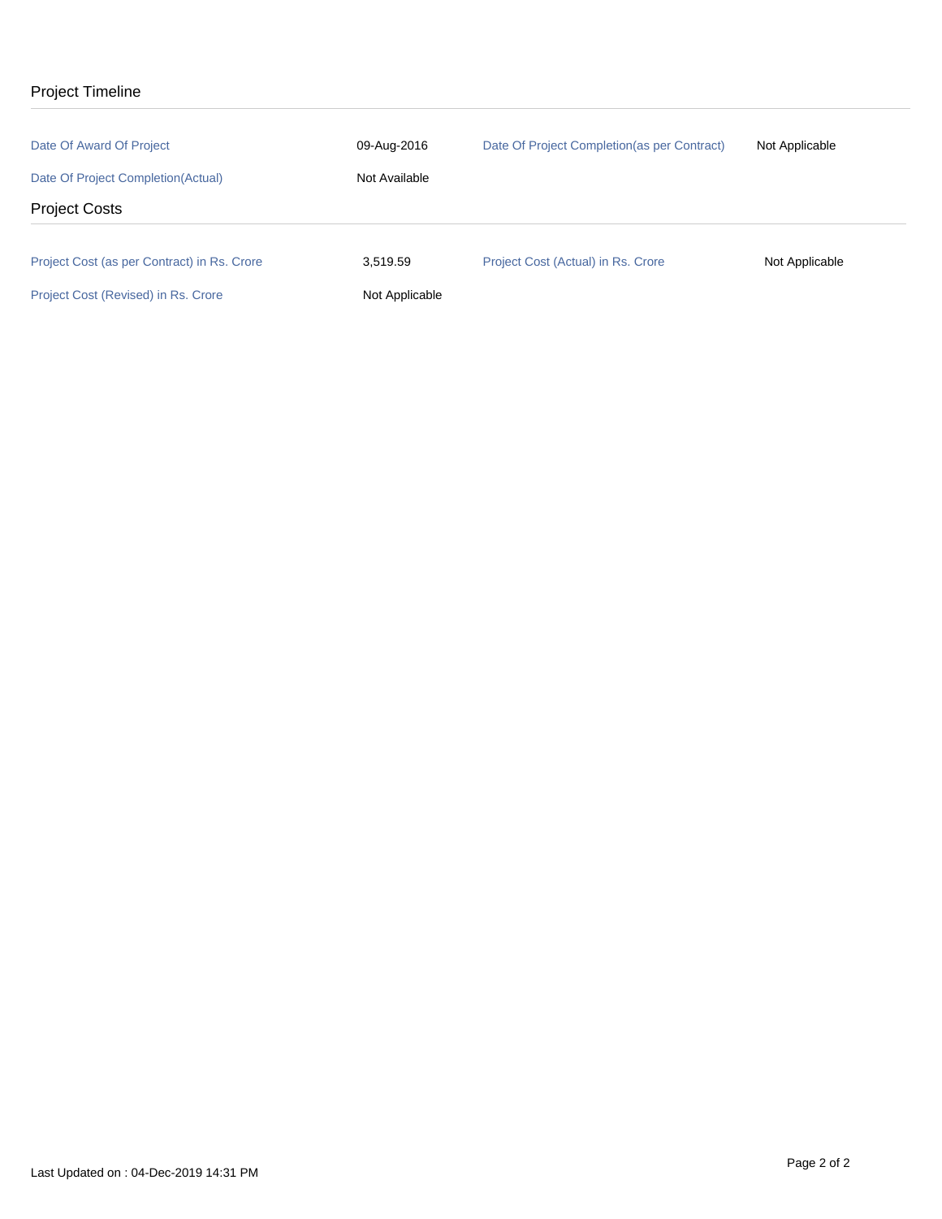## Project Timeline

| | | | |
|---|---|---|---|
| Date Of Award Of Project | 09-Aug-2016 | Date Of Project Completion(as per Contract) | Not Applicable |
| Date Of Project Completion(Actual) | Not Available | | |

## Project Costs

| | | | |
|---|---|---|---|
| Project Cost (as per Contract) in Rs. Crore | 3,519.59 | Project Cost (Actual) in Rs. Crore | Not Applicable |
| Project Cost (Revised) in Rs. Crore | Not Applicable | | |

Last Updated on : 04-Dec-2019 14:31 PM